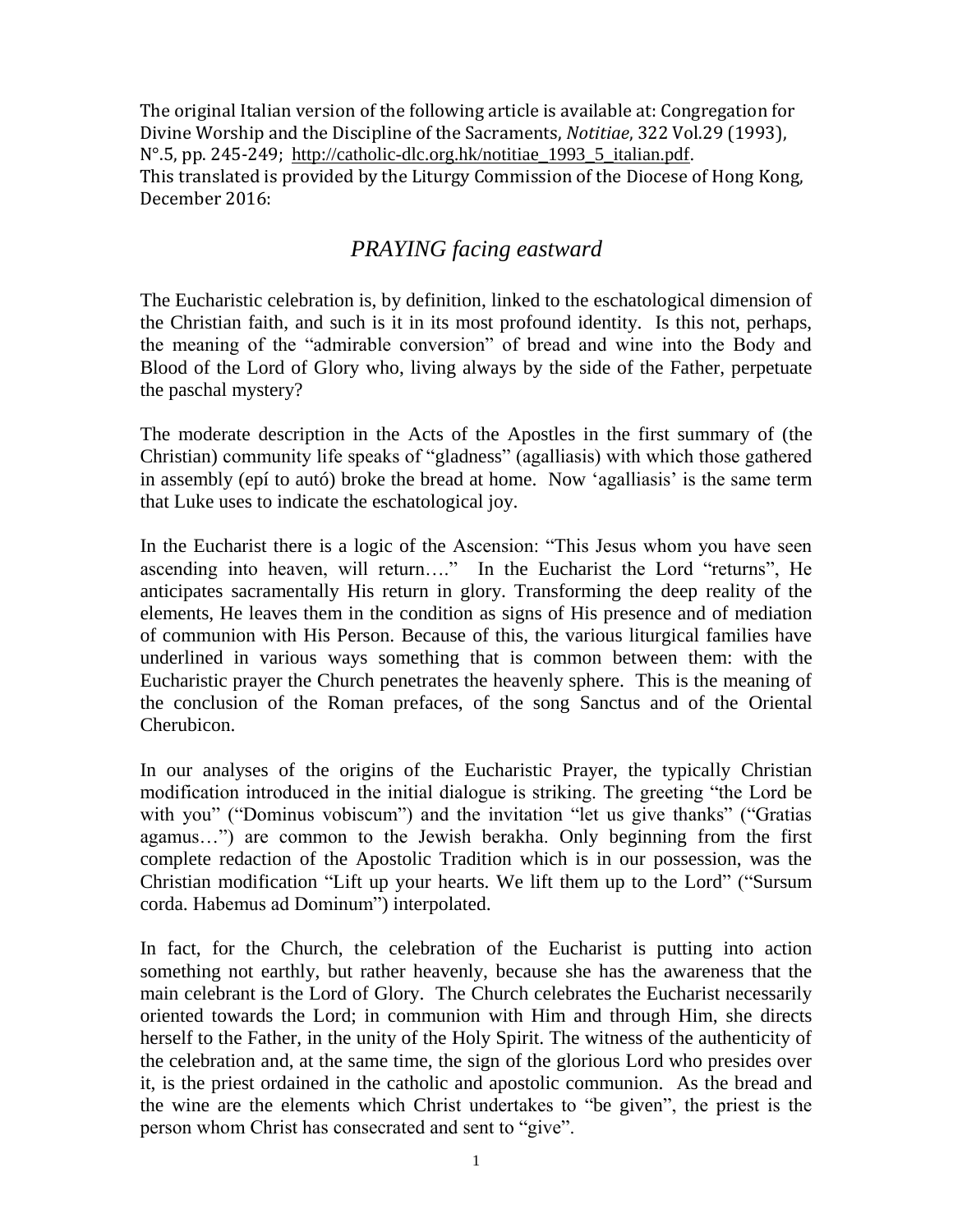The original Italian version of the following article is available at: Congregation for Divine Worship and the Discipline of the Sacraments, *Notitiae*, 322 Vol.29 (1993), N°.5, pp. 245-249; http://catholic-dlc.org.hk/notitiae_1993_5_italian.pdf.
This translated is provided by the Liturgy Commission of the Diocese of Hong Kong, December 2016:

# *PRAYING facing eastward*

The Eucharistic celebration is, by definition, linked to the eschatological dimension of the Christian faith, and such is it in its most profound identity. Is this not, perhaps, the meaning of the "admirable conversion" of bread and wine into the Body and Blood of the Lord of Glory who, living always by the side of the Father, perpetuate the paschal mystery?

The moderate description in the Acts of the Apostles in the first summary of (the Christian) community life speaks of "gladness" (agalliasis) with which those gathered in assembly (epí to autó) broke the bread at home. Now 'agalliasis' is the same term that Luke uses to indicate the eschatological joy.

In the Eucharist there is a logic of the Ascension: "This Jesus whom you have seen ascending into heaven, will return…." In the Eucharist the Lord "returns", He anticipates sacramentally His return in glory. Transforming the deep reality of the elements, He leaves them in the condition as signs of His presence and of mediation of communion with His Person. Because of this, the various liturgical families have underlined in various ways something that is common between them: with the Eucharistic prayer the Church penetrates the heavenly sphere. This is the meaning of the conclusion of the Roman prefaces, of the song Sanctus and of the Oriental Cherubicon.

In our analyses of the origins of the Eucharistic Prayer, the typically Christian modification introduced in the initial dialogue is striking. The greeting "the Lord be with you" ("Dominus vobiscum") and the invitation "let us give thanks" ("Gratias agamus…") are common to the Jewish berakha. Only beginning from the first complete redaction of the Apostolic Tradition which is in our possession, was the Christian modification "Lift up your hearts. We lift them up to the Lord" ("Sursum corda. Habemus ad Dominum") interpolated.

In fact, for the Church, the celebration of the Eucharist is putting into action something not earthly, but rather heavenly, because she has the awareness that the main celebrant is the Lord of Glory. The Church celebrates the Eucharist necessarily oriented towards the Lord; in communion with Him and through Him, she directs herself to the Father, in the unity of the Holy Spirit. The witness of the authenticity of the celebration and, at the same time, the sign of the glorious Lord who presides over it, is the priest ordained in the catholic and apostolic communion. As the bread and the wine are the elements which Christ undertakes to "be given", the priest is the person whom Christ has consecrated and sent to "give".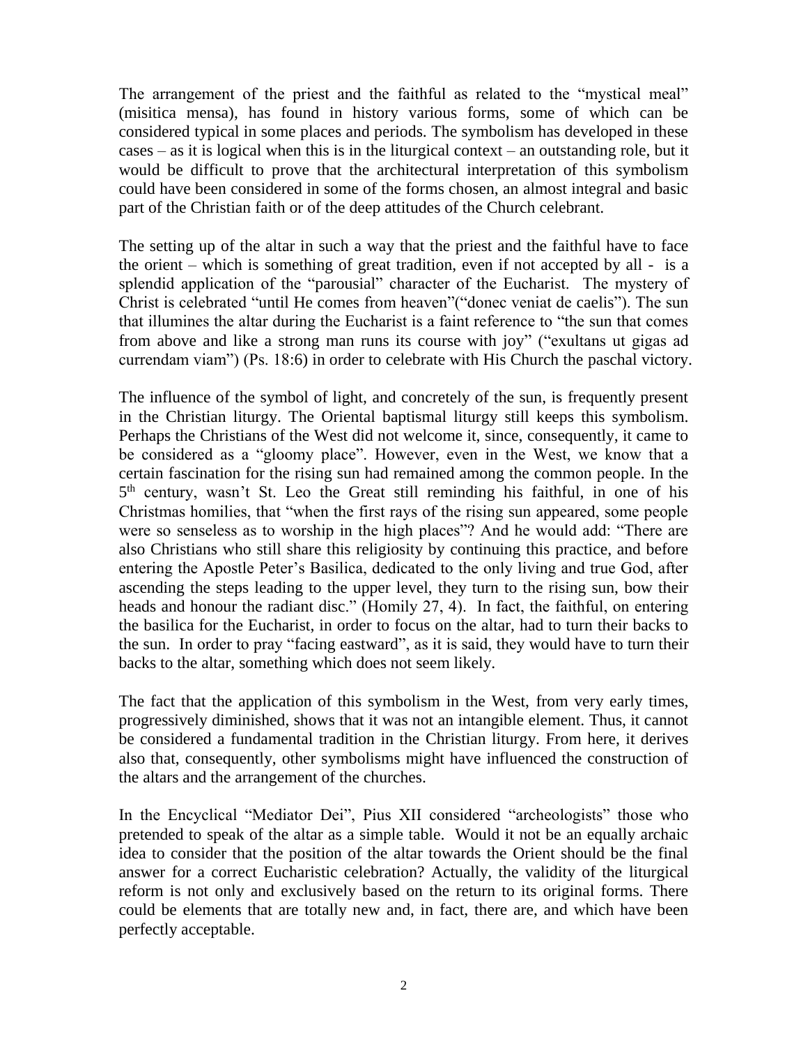The arrangement of the priest and the faithful as related to the "mystical meal" (misitica mensa), has found in history various forms, some of which can be considered typical in some places and periods. The symbolism has developed in these cases – as it is logical when this is in the liturgical context – an outstanding role, but it would be difficult to prove that the architectural interpretation of this symbolism could have been considered in some of the forms chosen, an almost integral and basic part of the Christian faith or of the deep attitudes of the Church celebrant.

The setting up of the altar in such a way that the priest and the faithful have to face the orient – which is something of great tradition, even if not accepted by all - is a splendid application of the "parousial" character of the Eucharist. The mystery of Christ is celebrated "until He comes from heaven"("donec veniat de caelis"). The sun that illumines the altar during the Eucharist is a faint reference to "the sun that comes from above and like a strong man runs its course with joy" ("exultans ut gigas ad currendam viam") (Ps. 18:6) in order to celebrate with His Church the paschal victory.

The influence of the symbol of light, and concretely of the sun, is frequently present in the Christian liturgy. The Oriental baptismal liturgy still keeps this symbolism. Perhaps the Christians of the West did not welcome it, since, consequently, it came to be considered as a "gloomy place". However, even in the West, we know that a certain fascination for the rising sun had remained among the common people. In the 5th century, wasn't St. Leo the Great still reminding his faithful, in one of his Christmas homilies, that "when the first rays of the rising sun appeared, some people were so senseless as to worship in the high places"? And he would add: "There are also Christians who still share this religiosity by continuing this practice, and before entering the Apostle Peter's Basilica, dedicated to the only living and true God, after ascending the steps leading to the upper level, they turn to the rising sun, bow their heads and honour the radiant disc." (Homily 27, 4). In fact, the faithful, on entering the basilica for the Eucharist, in order to focus on the altar, had to turn their backs to the sun. In order to pray "facing eastward", as it is said, they would have to turn their backs to the altar, something which does not seem likely.

The fact that the application of this symbolism in the West, from very early times, progressively diminished, shows that it was not an intangible element. Thus, it cannot be considered a fundamental tradition in the Christian liturgy. From here, it derives also that, consequently, other symbolisms might have influenced the construction of the altars and the arrangement of the churches.

In the Encyclical "Mediator Dei", Pius XII considered "archeologists" those who pretended to speak of the altar as a simple table. Would it not be an equally archaic idea to consider that the position of the altar towards the Orient should be the final answer for a correct Eucharistic celebration? Actually, the validity of the liturgical reform is not only and exclusively based on the return to its original forms. There could be elements that are totally new and, in fact, there are, and which have been perfectly acceptable.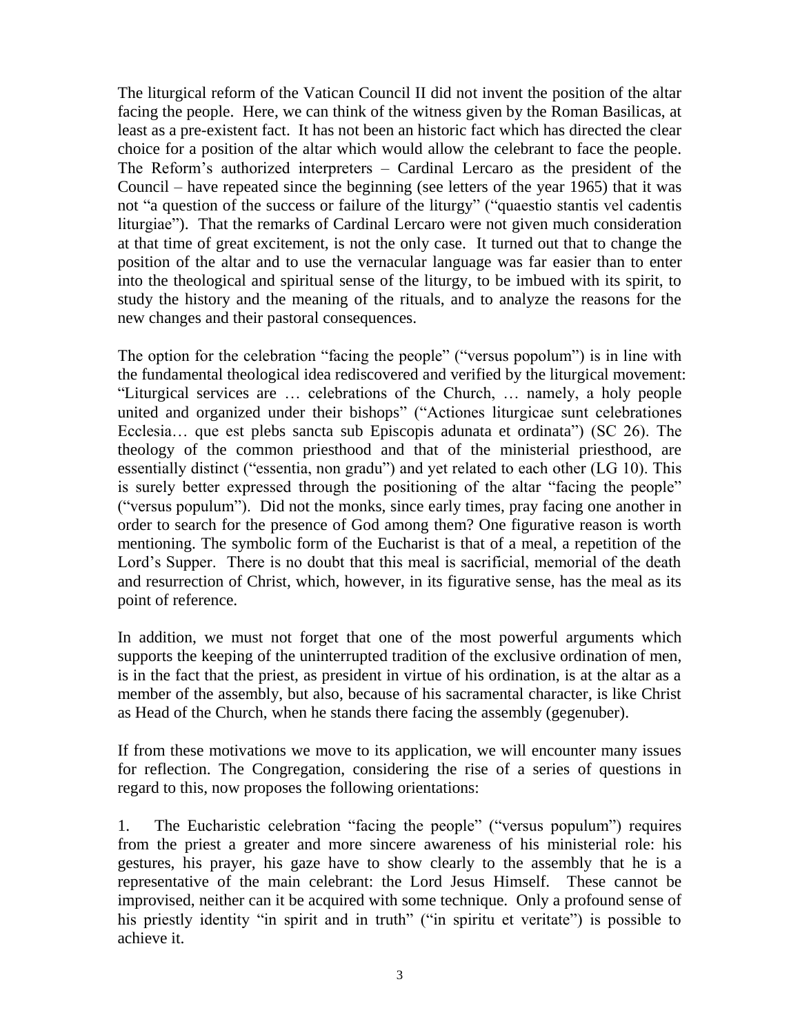The liturgical reform of the Vatican Council II did not invent the position of the altar facing the people. Here, we can think of the witness given by the Roman Basilicas, at least as a pre-existent fact. It has not been an historic fact which has directed the clear choice for a position of the altar which would allow the celebrant to face the people. The Reform's authorized interpreters – Cardinal Lercaro as the president of the Council – have repeated since the beginning (see letters of the year 1965) that it was not "a question of the success or failure of the liturgy" ("quaestio stantis vel cadentis liturgiae"). That the remarks of Cardinal Lercaro were not given much consideration at that time of great excitement, is not the only case. It turned out that to change the position of the altar and to use the vernacular language was far easier than to enter into the theological and spiritual sense of the liturgy, to be imbued with its spirit, to study the history and the meaning of the rituals, and to analyze the reasons for the new changes and their pastoral consequences.

The option for the celebration "facing the people" ("versus popolum") is in line with the fundamental theological idea rediscovered and verified by the liturgical movement: "Liturgical services are … celebrations of the Church, … namely, a holy people united and organized under their bishops" ("Actiones liturgicae sunt celebrationes Ecclesia… que est plebs sancta sub Episcopis adunata et ordinata") (SC 26). The theology of the common priesthood and that of the ministerial priesthood, are essentially distinct ("essentia, non gradu") and yet related to each other (LG 10). This is surely better expressed through the positioning of the altar "facing the people" ("versus populum"). Did not the monks, since early times, pray facing one another in order to search for the presence of God among them? One figurative reason is worth mentioning. The symbolic form of the Eucharist is that of a meal, a repetition of the Lord's Supper. There is no doubt that this meal is sacrificial, memorial of the death and resurrection of Christ, which, however, in its figurative sense, has the meal as its point of reference.

In addition, we must not forget that one of the most powerful arguments which supports the keeping of the uninterrupted tradition of the exclusive ordination of men, is in the fact that the priest, as president in virtue of his ordination, is at the altar as a member of the assembly, but also, because of his sacramental character, is like Christ as Head of the Church, when he stands there facing the assembly (gegenuber).

If from these motivations we move to its application, we will encounter many issues for reflection. The Congregation, considering the rise of a series of questions in regard to this, now proposes the following orientations:

1. The Eucharistic celebration "facing the people" ("versus populum") requires from the priest a greater and more sincere awareness of his ministerial role: his gestures, his prayer, his gaze have to show clearly to the assembly that he is a representative of the main celebrant: the Lord Jesus Himself. These cannot be improvised, neither can it be acquired with some technique. Only a profound sense of his priestly identity "in spirit and in truth" ("in spiritu et veritate") is possible to achieve it.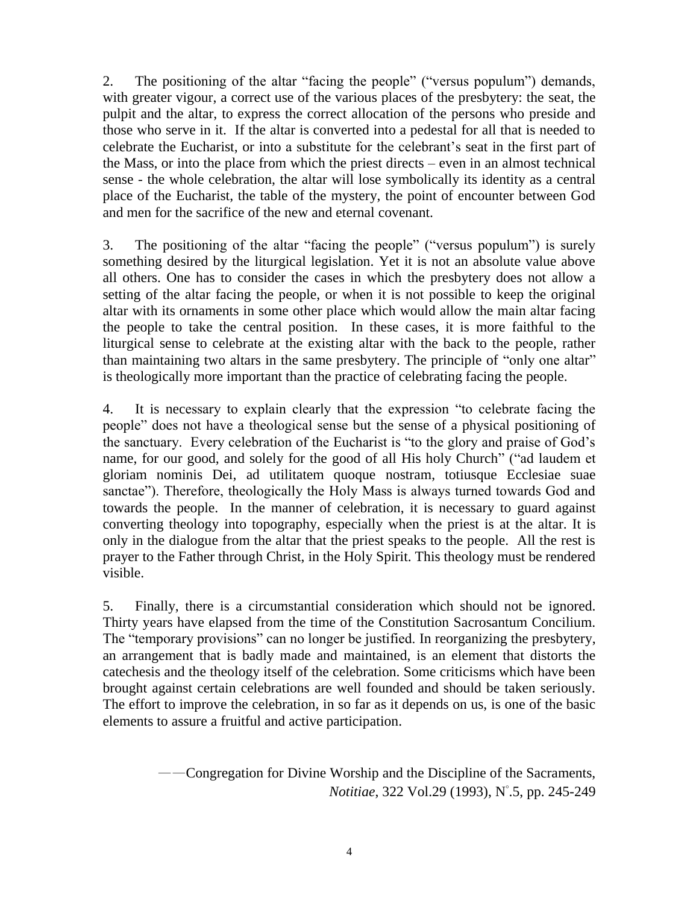2. The positioning of the altar "facing the people" ("versus populum") demands, with greater vigour, a correct use of the various places of the presbytery: the seat, the pulpit and the altar, to express the correct allocation of the persons who preside and those who serve in it. If the altar is converted into a pedestal for all that is needed to celebrate the Eucharist, or into a substitute for the celebrant's seat in the first part of the Mass, or into the place from which the priest directs – even in an almost technical sense - the whole celebration, the altar will lose symbolically its identity as a central place of the Eucharist, the table of the mystery, the point of encounter between God and men for the sacrifice of the new and eternal covenant.

3. The positioning of the altar "facing the people" ("versus populum") is surely something desired by the liturgical legislation. Yet it is not an absolute value above all others. One has to consider the cases in which the presbytery does not allow a setting of the altar facing the people, or when it is not possible to keep the original altar with its ornaments in some other place which would allow the main altar facing the people to take the central position. In these cases, it is more faithful to the liturgical sense to celebrate at the existing altar with the back to the people, rather than maintaining two altars in the same presbytery. The principle of "only one altar" is theologically more important than the practice of celebrating facing the people.

4. It is necessary to explain clearly that the expression "to celebrate facing the people" does not have a theological sense but the sense of a physical positioning of the sanctuary. Every celebration of the Eucharist is "to the glory and praise of God's name, for our good, and solely for the good of all His holy Church" ("ad laudem et gloriam nominis Dei, ad utilitatem quoque nostram, totiusque Ecclesiae suae sanctae"). Therefore, theologically the Holy Mass is always turned towards God and towards the people. In the manner of celebration, it is necessary to guard against converting theology into topography, especially when the priest is at the altar. It is only in the dialogue from the altar that the priest speaks to the people. All the rest is prayer to the Father through Christ, in the Holy Spirit. This theology must be rendered visible.

5. Finally, there is a circumstantial consideration which should not be ignored. Thirty years have elapsed from the time of the Constitution Sacrosantum Concilium. The "temporary provisions" can no longer be justified. In reorganizing the presbytery, an arrangement that is badly made and maintained, is an element that distorts the catechesis and the theology itself of the celebration. Some criticisms which have been brought against certain celebrations are well founded and should be taken seriously. The effort to improve the celebration, in so far as it depends on us, is one of the basic elements to assure a fruitful and active participation.

——Congregation for Divine Worship and the Discipline of the Sacraments, *Notitiae*, 322 Vol.29 (1993), N°.5, pp. 245-249